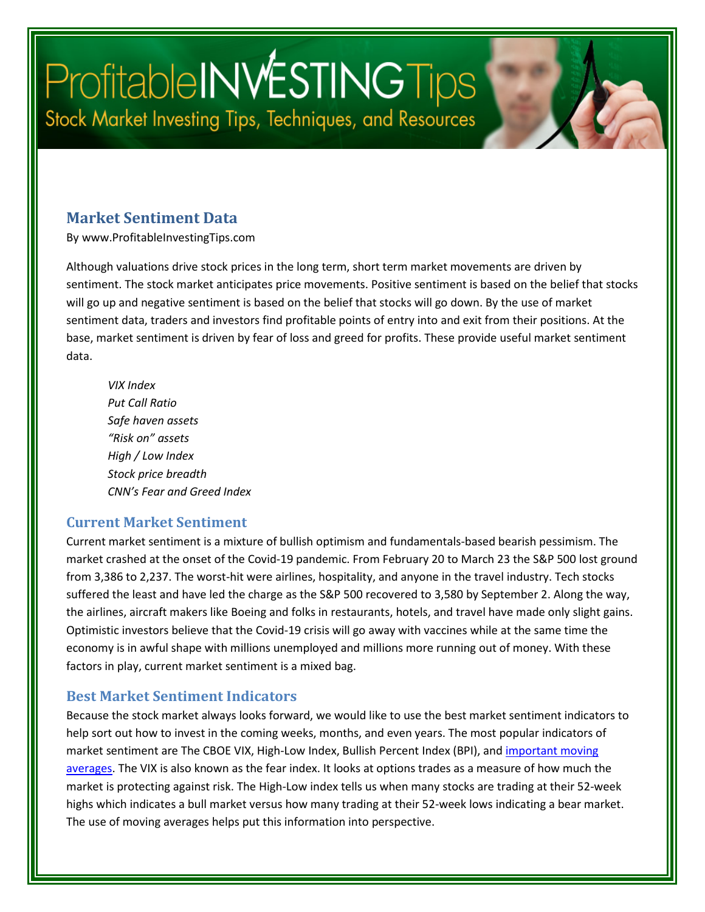# Market Sentiment Data

By www.ProfitableInvestingTips.com

Although valuations drive stock prices in the long term, short term market movements are driven by sentiment. The stock market anticipates price movements. Positive sentiment is based on the belief that stocks will go up and negative sentiment is based on the belief that stocks will go down. By the use of market sentiment data, traders and investors find profitable points of entry into and exit from their positions. At the base, market sentiment is driven by fear of loss and greed for profits. These provide useful market sentiment data.

*VIX Index*
*Put Call Ratio*
*Safe haven assets*
*“Risk on” assets*
*High / Low Index*
*Stock price breadth*
*CNN’s Fear and Greed Index*

## Current Market Sentiment

Current market sentiment is a mixture of bullish optimism and fundamentals-based bearish pessimism. The market crashed at the onset of the Covid-19 pandemic. From February 20 to March 23 the S&P 500 lost ground from 3,386 to 2,237. The worst-hit were airlines, hospitality, and anyone in the travel industry. Tech stocks suffered the least and have led the charge as the S&P 500 recovered to 3,580 by September 2. Along the way, the airlines, aircraft makers like Boeing and folks in restaurants, hotels, and travel have made only slight gains. Optimistic investors believe that the Covid-19 crisis will go away with vaccines while at the same time the economy is in awful shape with millions unemployed and millions more running out of money. With these factors in play, current market sentiment is a mixed bag.

## Best Market Sentiment Indicators

Because the stock market always looks forward, we would like to use the best market sentiment indicators to help sort out how to invest in the coming weeks, months, and even years. The most popular indicators of market sentiment are The CBOE VIX, High-Low Index, Bullish Percent Index (BPI), and important moving averages. The VIX is also known as the fear index. It looks at options trades as a measure of how much the market is protecting against risk. The High-Low index tells us when many stocks are trading at their 52-week highs which indicates a bull market versus how many trading at their 52-week lows indicating a bear market. The use of moving averages helps put this information into perspective.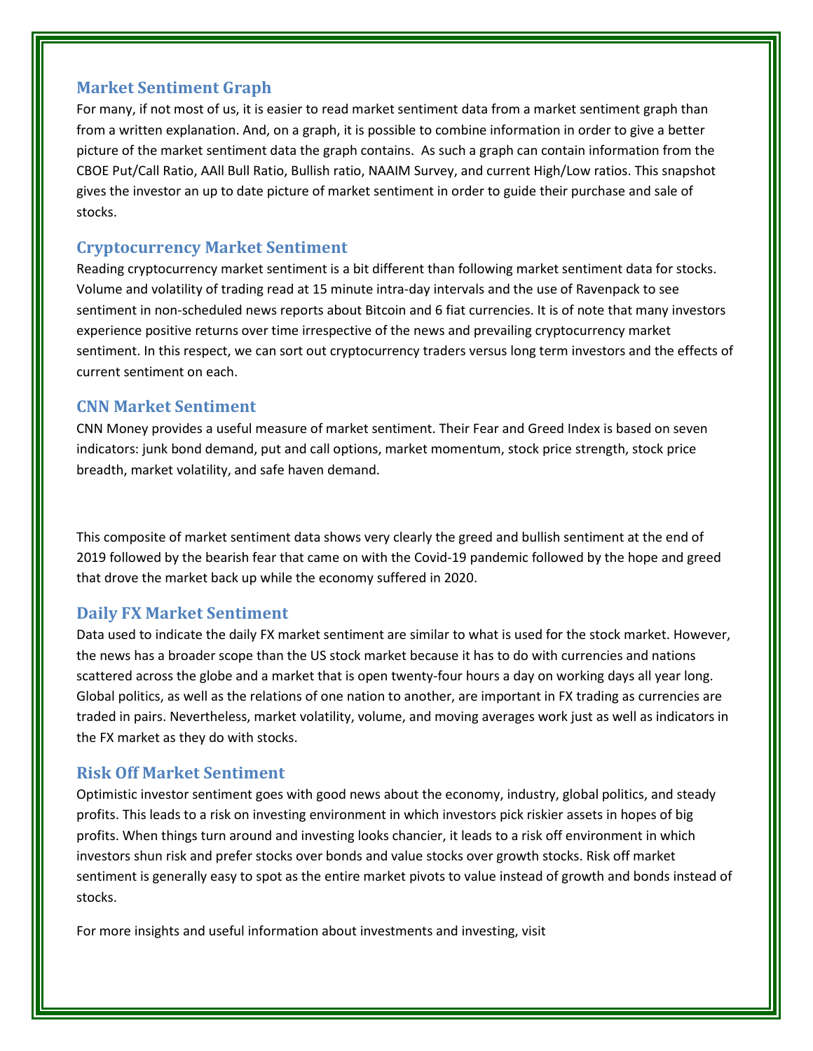## Market Sentiment Graph

For many, if not most of us, it is easier to read market sentiment data from a market sentiment graph than from a written explanation. And, on a graph, it is possible to combine information in order to give a better picture of the market sentiment data the graph contains. As such a graph can contain information from the CBOE Put/Call Ratio, AAll Bull Ratio, Bullish ratio, NAAIM Survey, and current High/Low ratios. This snapshot gives the investor an up to date picture of market sentiment in order to guide their purchase and sale of stocks.

## Cryptocurrency Market Sentiment

Reading cryptocurrency market sentiment is a bit different than following market sentiment data for stocks. Volume and volatility of trading read at 15 minute intra-day intervals and the use of Ravenpack to see sentiment in non-scheduled news reports about Bitcoin and 6 fiat currencies. It is of note that many investors experience positive returns over time irrespective of the news and prevailing cryptocurrency market sentiment. In this respect, we can sort out cryptocurrency traders versus long term investors and the effects of current sentiment on each.

## CNN Market Sentiment

CNN Money provides a useful measure of market sentiment. Their Fear and Greed Index is based on seven indicators: junk bond demand, put and call options, market momentum, stock price strength, stock price breadth, market volatility, and safe haven demand.

This composite of market sentiment data shows very clearly the greed and bullish sentiment at the end of 2019 followed by the bearish fear that came on with the Covid-19 pandemic followed by the hope and greed that drove the market back up while the economy suffered in 2020.

## Daily FX Market Sentiment

Data used to indicate the daily FX market sentiment are similar to what is used for the stock market. However, the news has a broader scope than the US stock market because it has to do with currencies and nations scattered across the globe and a market that is open twenty-four hours a day on working days all year long. Global politics, as well as the relations of one nation to another, are important in FX trading as currencies are traded in pairs. Nevertheless, market volatility, volume, and moving averages work just as well as indicators in the FX market as they do with stocks.

## Risk Off Market Sentiment

Optimistic investor sentiment goes with good news about the economy, industry, global politics, and steady profits. This leads to a risk on investing environment in which investors pick riskier assets in hopes of big profits. When things turn around and investing looks chancier, it leads to a risk off environment in which investors shun risk and prefer stocks over bonds and value stocks over growth stocks. Risk off market sentiment is generally easy to spot as the entire market pivots to value instead of growth and bonds instead of stocks.

For more insights and useful information about investments and investing, visit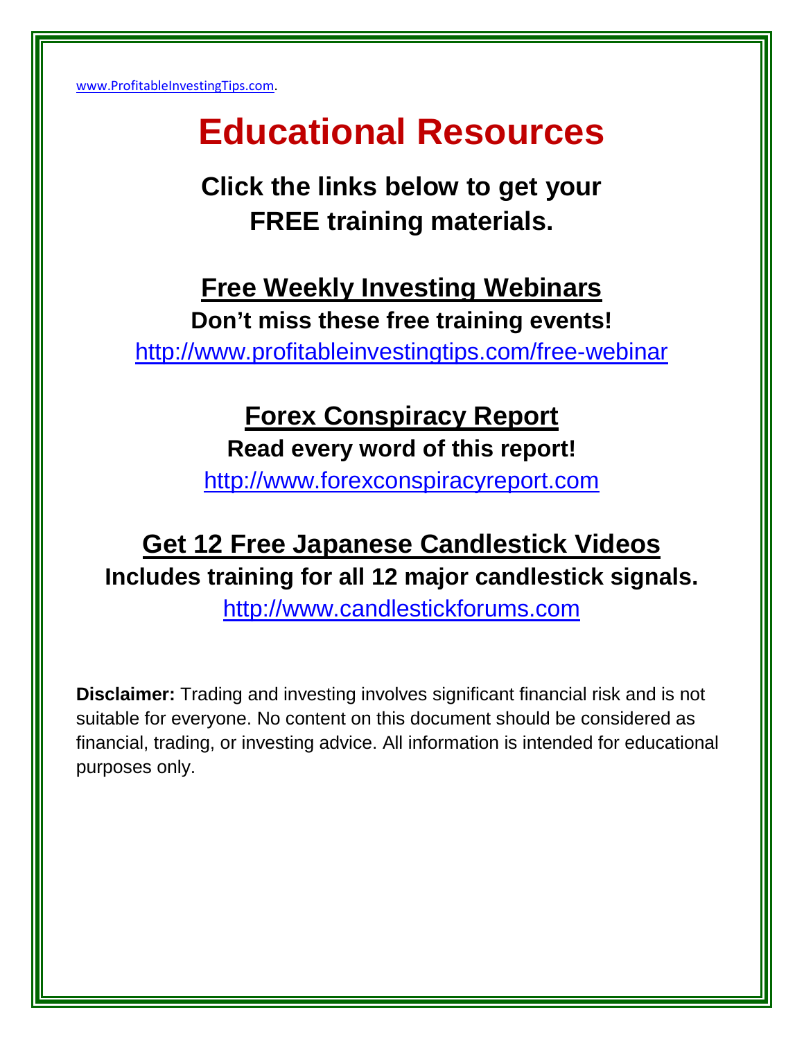www.ProfitableInvestingTips.com.

# Educational Resources

**Click the links below to get your FREE training materials.**

## Free Weekly Investing Webinars

**Don't miss these free training events!**

http://www.profitableinvestingtips.com/free-webinar

## Forex Conspiracy Report

**Read every word of this report!**

http://www.forexconspiracyreport.com

## Get 12 Free Japanese Candlestick Videos

**Includes training for all 12 major candlestick signals.**

http://www.candlestickforums.com

**Disclaimer:** Trading and investing involves significant financial risk and is not suitable for everyone. No content on this document should be considered as financial, trading, or investing advice. All information is intended for educational purposes only.